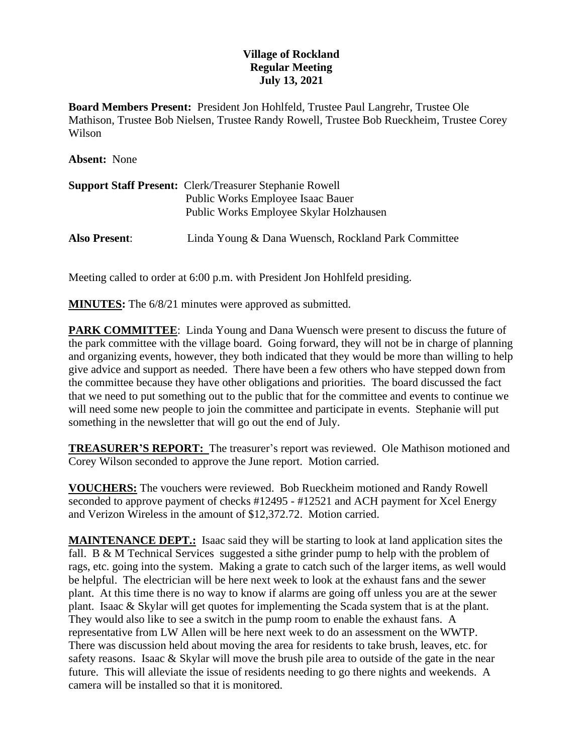**Village of Rockland**
**Regular Meeting**
**July 13, 2021**

**Board Members Present:** President Jon Hohlfeld, Trustee Paul Langrehr, Trustee Ole Mathison, Trustee Bob Nielsen, Trustee Randy Rowell, Trustee Bob Rueckheim, Trustee Corey Wilson

**Absent:** None

**Support Staff Present:** Clerk/Treasurer Stephanie Rowell
Public Works Employee Isaac Bauer
Public Works Employee Skylar Holzhausen

**Also Present**: Linda Young & Dana Wuensch, Rockland Park Committee

Meeting called to order at 6:00 p.m. with President Jon Hohlfeld presiding.

**MINUTES:** The 6/8/21 minutes were approved as submitted.

**PARK COMMITTEE**: Linda Young and Dana Wuensch were present to discuss the future of the park committee with the village board. Going forward, they will not be in charge of planning and organizing events, however, they both indicated that they would be more than willing to help give advice and support as needed. There have been a few others who have stepped down from the committee because they have other obligations and priorities. The board discussed the fact that we need to put something out to the public that for the committee and events to continue we will need some new people to join the committee and participate in events. Stephanie will put something in the newsletter that will go out the end of July.

**TREASURER'S REPORT:** The treasurer's report was reviewed. Ole Mathison motioned and Corey Wilson seconded to approve the June report. Motion carried.

**VOUCHERS:** The vouchers were reviewed. Bob Rueckheim motioned and Randy Rowell seconded to approve payment of checks #12495 - #12521 and ACH payment for Xcel Energy and Verizon Wireless in the amount of $12,372.72. Motion carried.

**MAINTENANCE DEPT.:** Isaac said they will be starting to look at land application sites the fall. B & M Technical Services suggested a sithe grinder pump to help with the problem of rags, etc. going into the system. Making a grate to catch such of the larger items, as well would be helpful. The electrician will be here next week to look at the exhaust fans and the sewer plant. At this time there is no way to know if alarms are going off unless you are at the sewer plant. Isaac & Skylar will get quotes for implementing the Scada system that is at the plant. They would also like to see a switch in the pump room to enable the exhaust fans. A representative from LW Allen will be here next week to do an assessment on the WWTP. There was discussion held about moving the area for residents to take brush, leaves, etc. for safety reasons. Isaac & Skylar will move the brush pile area to outside of the gate in the near future. This will alleviate the issue of residents needing to go there nights and weekends. A camera will be installed so that it is monitored.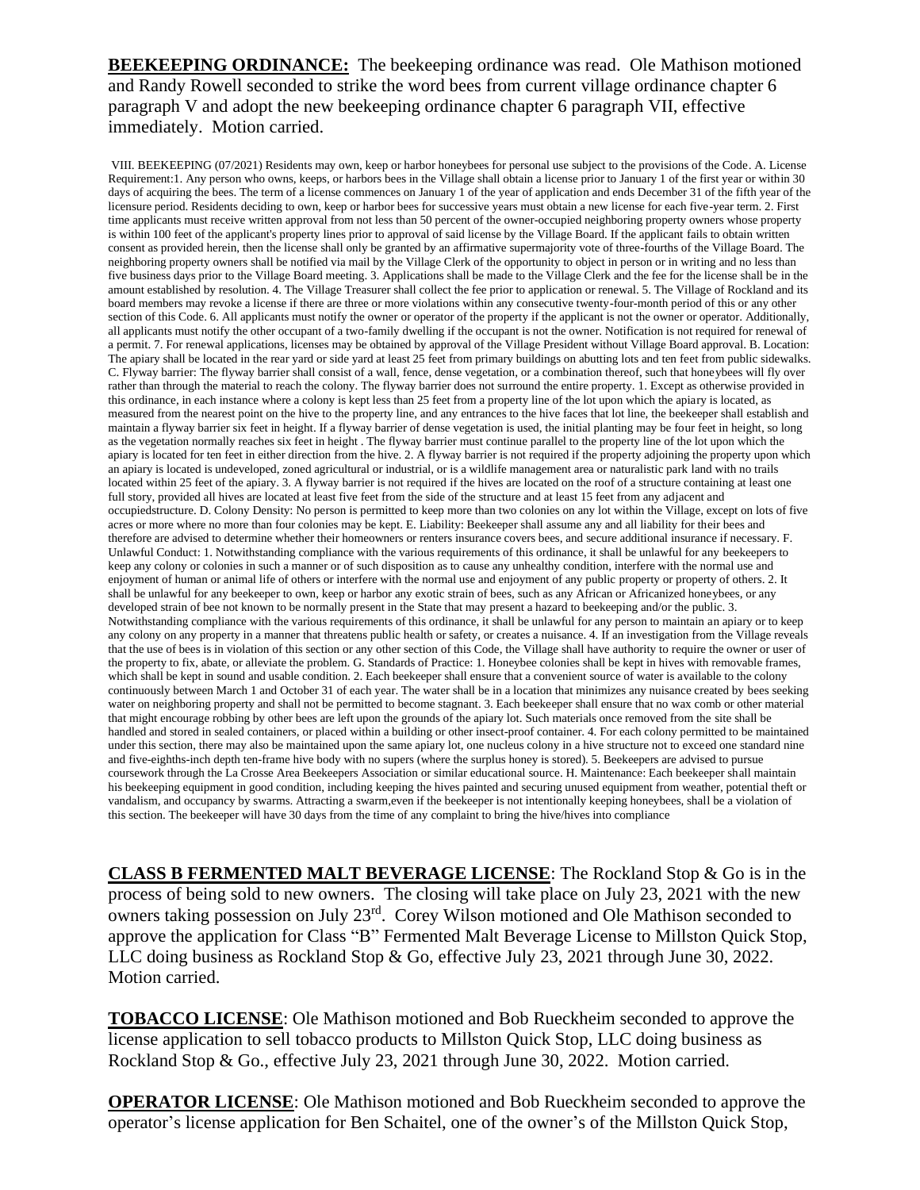**BEEKEEPING ORDINANCE:** The beekeeping ordinance was read. Ole Mathison motioned and Randy Rowell seconded to strike the word bees from current village ordinance chapter 6 paragraph V and adopt the new beekeeping ordinance chapter 6 paragraph VII, effective immediately. Motion carried.

VIII. BEEKEEPING (07/2021) Residents may own, keep or harbor honeybees for personal use subject to the provisions of the Code. A. License Requirement:1. Any person who owns, keeps, or harbors bees in the Village shall obtain a license prior to January 1 of the first year or within 30 days of acquiring the bees. The term of a license commences on January 1 of the year of application and ends December 31 of the fifth year of the licensure period. Residents deciding to own, keep or harbor bees for successive years must obtain a new license for each five-year term. 2. First time applicants must receive written approval from not less than 50 percent of the owner-occupied neighboring property owners whose property is within 100 feet of the applicant's property lines prior to approval of said license by the Village Board. If the applicant fails to obtain written consent as provided herein, then the license shall only be granted by an affirmative supermajority vote of three-fourths of the Village Board. The neighboring property owners shall be notified via mail by the Village Clerk of the opportunity to object in person or in writing and no less than five business days prior to the Village Board meeting. 3. Applications shall be made to the Village Clerk and the fee for the license shall be in the amount established by resolution. 4. The Village Treasurer shall collect the fee prior to application or renewal. 5. The Village of Rockland and its board members may revoke a license if there are three or more violations within any consecutive twenty-four-month period of this or any other section of this Code. 6. All applicants must notify the owner or operator of the property if the applicant is not the owner or operator. Additionally, all applicants must notify the other occupant of a two-family dwelling if the occupant is not the owner. Notification is not required for renewal of a permit. 7. For renewal applications, licenses may be obtained by approval of the Village President without Village Board approval. B. Location: The apiary shall be located in the rear yard or side yard at least 25 feet from primary buildings on abutting lots and ten feet from public sidewalks. C. Flyway barrier: The flyway barrier shall consist of a wall, fence, dense vegetation, or a combination thereof, such that honeybees will fly over rather than through the material to reach the colony. The flyway barrier does not surround the entire property. 1. Except as otherwise provided in this ordinance, in each instance where a colony is kept less than 25 feet from a property line of the lot upon which the apiary is located, as measured from the nearest point on the hive to the property line, and any entrances to the hive faces that lot line, the beekeeper shall establish and maintain a flyway barrier six feet in height. If a flyway barrier of dense vegetation is used, the initial planting may be four feet in height, so long as the vegetation normally reaches six feet in height . The flyway barrier must continue parallel to the property line of the lot upon which the apiary is located for ten feet in either direction from the hive. 2. A flyway barrier is not required if the property adjoining the property upon which an apiary is located is undeveloped, zoned agricultural or industrial, or is a wildlife management area or naturalistic park land with no trails located within 25 feet of the apiary. 3. A flyway barrier is not required if the hives are located on the roof of a structure containing at least one full story, provided all hives are located at least five feet from the side of the structure and at least 15 feet from any adjacent and occupiedstructure. D. Colony Density: No person is permitted to keep more than two colonies on any lot within the Village, except on lots of five acres or more where no more than four colonies may be kept. E. Liability: Beekeeper shall assume any and all liability for their bees and therefore are advised to determine whether their homeowners or renters insurance covers bees, and secure additional insurance if necessary. F. Unlawful Conduct: 1. Notwithstanding compliance with the various requirements of this ordinance, it shall be unlawful for any beekeepers to keep any colony or colonies in such a manner or of such disposition as to cause any unhealthy condition, interfere with the normal use and enjoyment of human or animal life of others or interfere with the normal use and enjoyment of any public property or property of others. 2. It shall be unlawful for any beekeeper to own, keep or harbor any exotic strain of bees, such as any African or Africanized honeybees, or any developed strain of bee not known to be normally present in the State that may present a hazard to beekeeping and/or the public. 3. Notwithstanding compliance with the various requirements of this ordinance, it shall be unlawful for any person to maintain an apiary or to keep any colony on any property in a manner that threatens public health or safety, or creates a nuisance. 4. If an investigation from the Village reveals that the use of bees is in violation of this section or any other section of this Code, the Village shall have authority to require the owner or user of the property to fix, abate, or alleviate the problem. G. Standards of Practice: 1. Honeybee colonies shall be kept in hives with removable frames, which shall be kept in sound and usable condition. 2. Each beekeeper shall ensure that a convenient source of water is available to the colony continuously between March 1 and October 31 of each year. The water shall be in a location that minimizes any nuisance created by bees seeking water on neighboring property and shall not be permitted to become stagnant. 3. Each beekeeper shall ensure that no wax comb or other material that might encourage robbing by other bees are left upon the grounds of the apiary lot. Such materials once removed from the site shall be handled and stored in sealed containers, or placed within a building or other insect-proof container. 4. For each colony permitted to be maintained under this section, there may also be maintained upon the same apiary lot, one nucleus colony in a hive structure not to exceed one standard nine and five-eighths-inch depth ten-frame hive body with no supers (where the surplus honey is stored). 5. Beekeepers are advised to pursue coursework through the La Crosse Area Beekeepers Association or similar educational source. H. Maintenance: Each beekeeper shall maintain his beekeeping equipment in good condition, including keeping the hives painted and securing unused equipment from weather, potential theft or vandalism, and occupancy by swarms. Attracting a swarm,even if the beekeeper is not intentionally keeping honeybees, shall be a violation of this section. The beekeeper will have 30 days from the time of any complaint to bring the hive/hives into compliance

**CLASS B FERMENTED MALT BEVERAGE LICENSE**: The Rockland Stop & Go is in the process of being sold to new owners. The closing will take place on July 23, 2021 with the new owners taking possession on July 23rd. Corey Wilson motioned and Ole Mathison seconded to approve the application for Class "B" Fermented Malt Beverage License to Millston Quick Stop, LLC doing business as Rockland Stop & Go, effective July 23, 2021 through June 30, 2022. Motion carried.

**TOBACCO LICENSE**: Ole Mathison motioned and Bob Rueckheim seconded to approve the license application to sell tobacco products to Millston Quick Stop, LLC doing business as Rockland Stop & Go., effective July 23, 2021 through June 30, 2022. Motion carried.

**OPERATOR LICENSE**: Ole Mathison motioned and Bob Rueckheim seconded to approve the operator's license application for Ben Schaitel, one of the owner's of the Millston Quick Stop,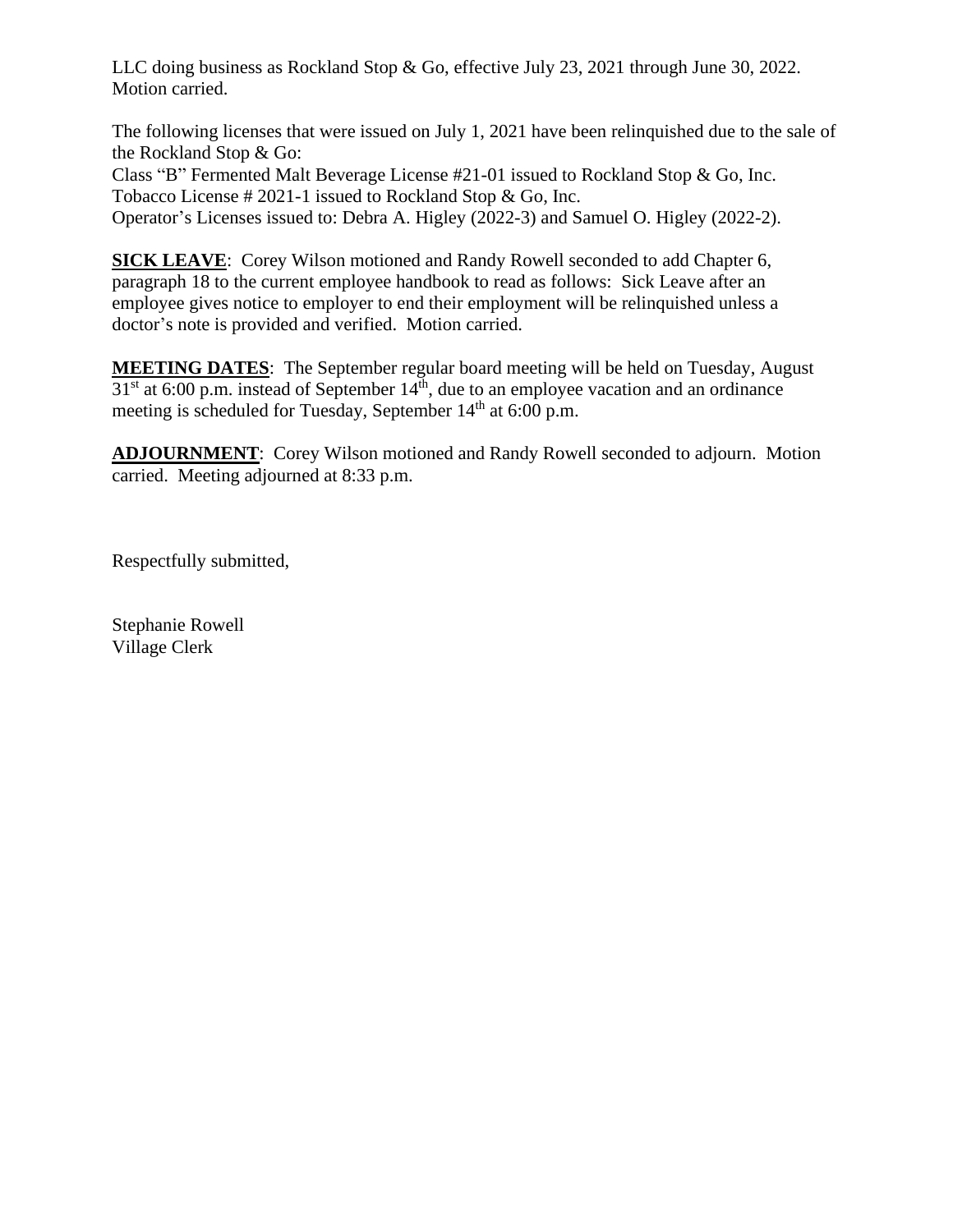LLC doing business as Rockland Stop & Go, effective July 23, 2021 through June 30, 2022. Motion carried.

The following licenses that were issued on July 1, 2021 have been relinquished due to the sale of the Rockland Stop & Go:
Class "B" Fermented Malt Beverage License #21-01 issued to Rockland Stop & Go, Inc.
Tobacco License # 2021-1 issued to Rockland Stop & Go, Inc.
Operator's Licenses issued to: Debra A. Higley (2022-3) and Samuel O. Higley (2022-2).

**SICK LEAVE**: Corey Wilson motioned and Randy Rowell seconded to add Chapter 6, paragraph 18 to the current employee handbook to read as follows: Sick Leave after an employee gives notice to employer to end their employment will be relinquished unless a doctor's note is provided and verified. Motion carried.

**MEETING DATES**: The September regular board meeting will be held on Tuesday, August 31st at 6:00 p.m. instead of September 14th, due to an employee vacation and an ordinance meeting is scheduled for Tuesday, September 14th at 6:00 p.m.

**ADJOURNMENT**: Corey Wilson motioned and Randy Rowell seconded to adjourn. Motion carried. Meeting adjourned at 8:33 p.m.

Respectfully submitted,

Stephanie Rowell
Village Clerk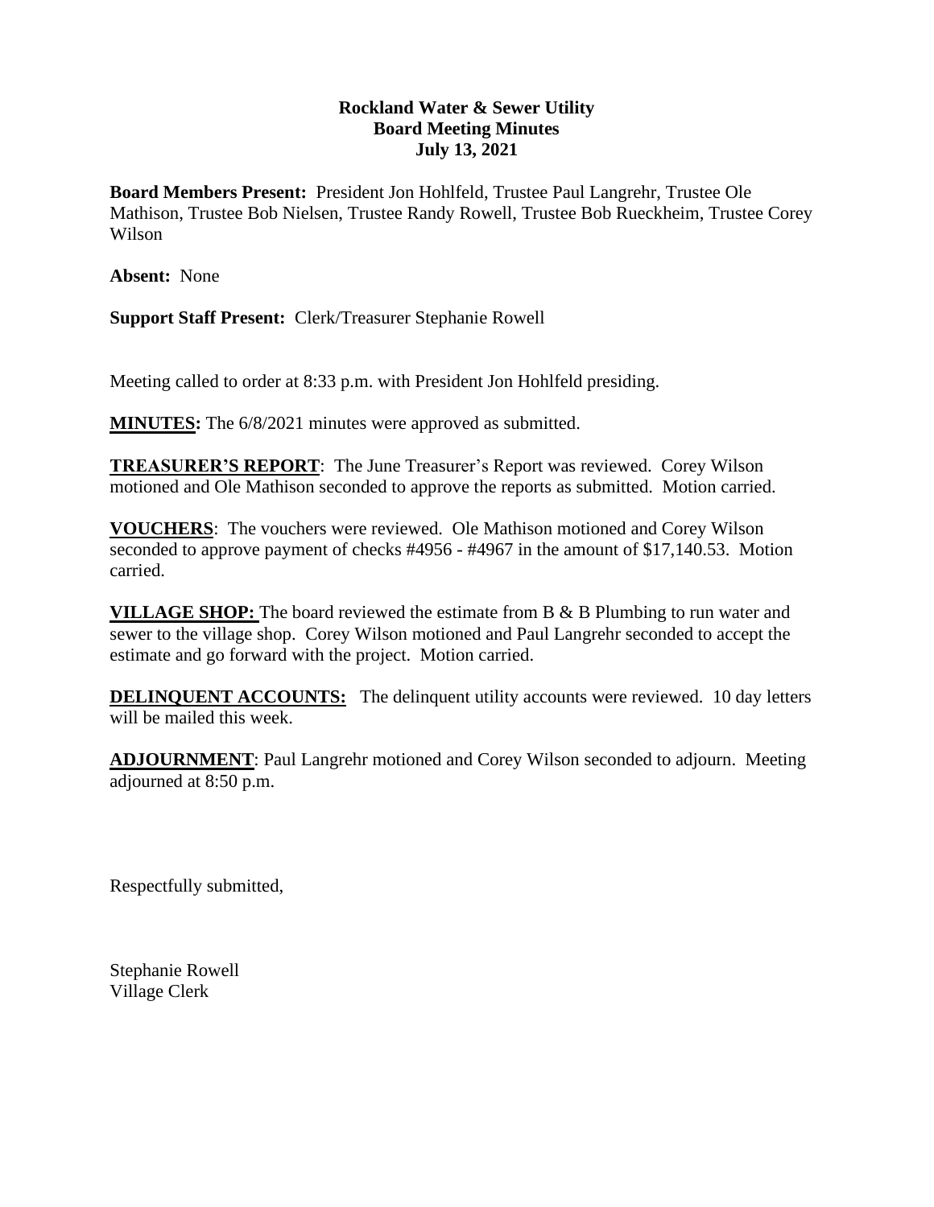**Rockland Water & Sewer Utility**
**Board Meeting Minutes**
**July 13, 2021**

**Board Members Present:** President Jon Hohlfeld, Trustee Paul Langrehr, Trustee Ole Mathison, Trustee Bob Nielsen, Trustee Randy Rowell, Trustee Bob Rueckheim, Trustee Corey Wilson

**Absent:** None

**Support Staff Present:** Clerk/Treasurer Stephanie Rowell

Meeting called to order at 8:33 p.m. with President Jon Hohlfeld presiding.

**MINUTES:** The 6/8/2021 minutes were approved as submitted.

**TREASURER'S REPORT**: The June Treasurer's Report was reviewed. Corey Wilson motioned and Ole Mathison seconded to approve the reports as submitted. Motion carried.

**VOUCHERS**: The vouchers were reviewed. Ole Mathison motioned and Corey Wilson seconded to approve payment of checks #4956 - #4967 in the amount of $17,140.53. Motion carried.

**VILLAGE SHOP:** The board reviewed the estimate from B & B Plumbing to run water and sewer to the village shop. Corey Wilson motioned and Paul Langrehr seconded to accept the estimate and go forward with the project. Motion carried.

**DELINQUENT ACCOUNTS:** The delinquent utility accounts were reviewed. 10 day letters will be mailed this week.

**ADJOURNMENT**: Paul Langrehr motioned and Corey Wilson seconded to adjourn. Meeting adjourned at 8:50 p.m.

Respectfully submitted,

Stephanie Rowell
Village Clerk